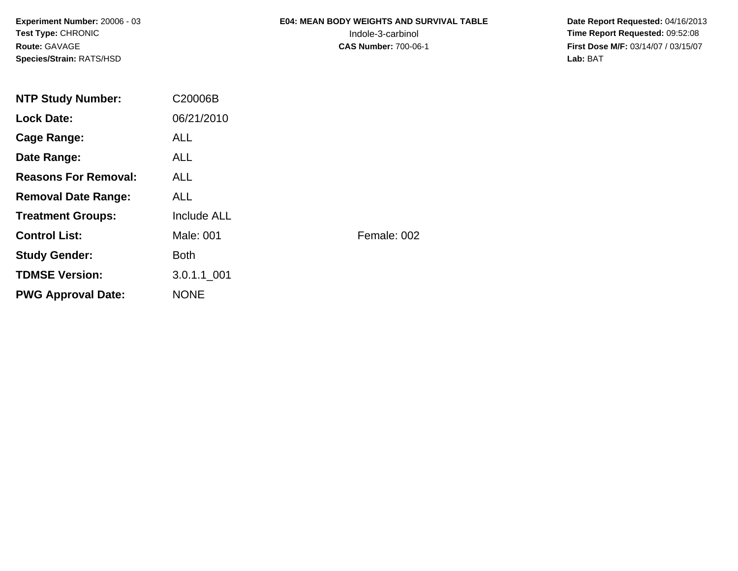**Experiment Number:** 20006 - 03
**Test Type:** CHRONIC
**Route:** GAVAGE
**Species/Strain:** RATS/HSD

**E04: MEAN BODY WEIGHTS AND SURVIVAL TABLE**
Indole-3-carbinol
**CAS Number:** 700-06-1

**Date Report Requested:** 04/16/2013
**Time Report Requested:** 09:52:08
**First Dose M/F:** 03/14/07 / 03/15/07
**Lab:** BAT

| | | |
|---|---|---|
| **NTP Study Number:** | C20006B | |
| **Lock Date:** | 06/21/2010 | |
| **Cage Range:** | ALL | |
| **Date Range:** | ALL | |
| **Reasons For Removal:** | ALL | |
| **Removal Date Range:** | ALL | |
| **Treatment Groups:** | Include ALL | |
| **Control List:** | Male: 001 | Female: 002 |
| **Study Gender:** | Both | |
| **TDMSE Version:** | 3.0.1.1_001 | |
| **PWG Approval Date:** | NONE | |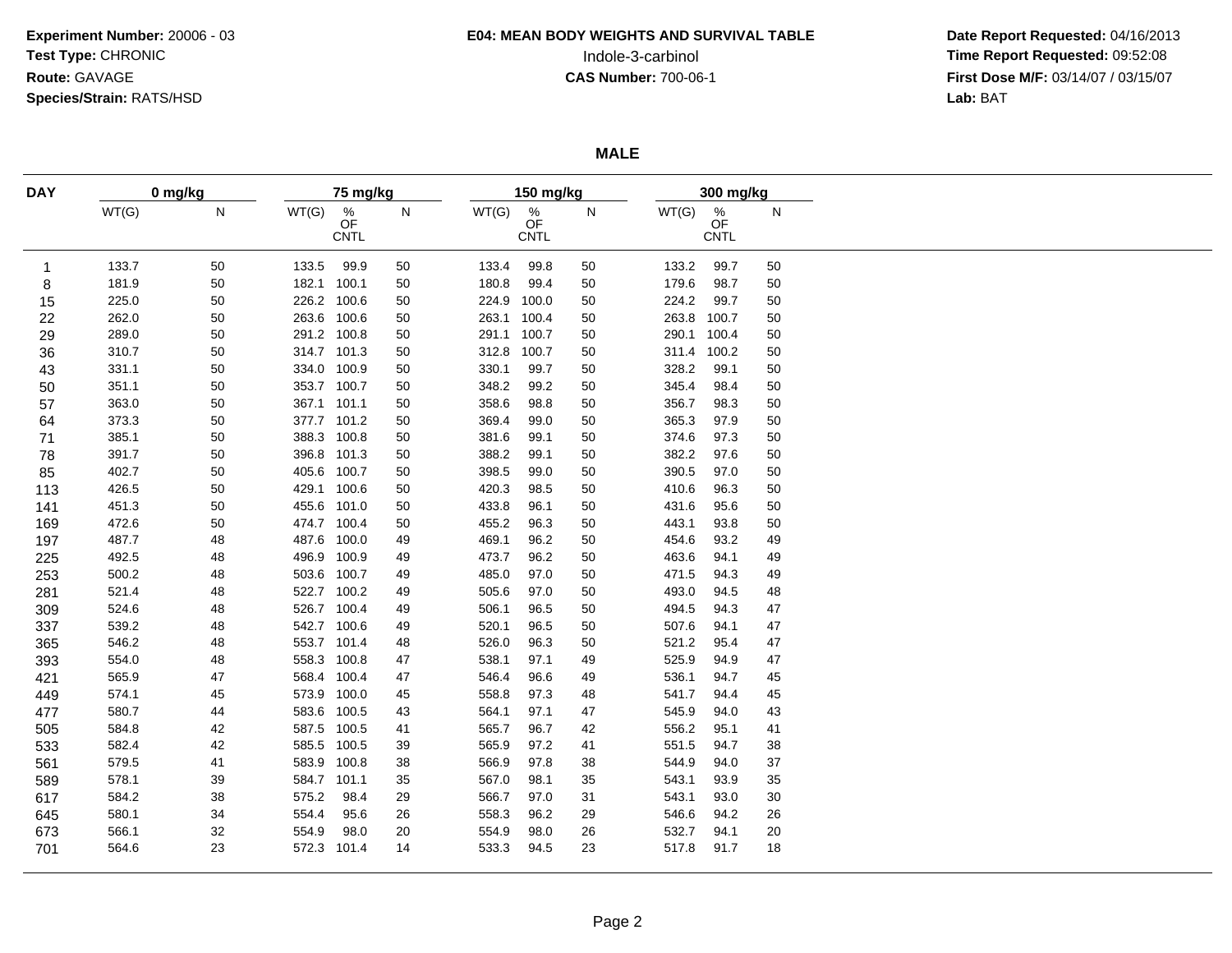**Experiment Number:** 20006 - 03
**Test Type:** CHRONIC
**Route:** GAVAGE
**Species/Strain:** RATS/HSD

**E04: MEAN BODY WEIGHTS AND SURVIVAL TABLE**
Indole-3-carbinol
**CAS Number:** 700-06-1

**Date Report Requested:** 04/16/2013
**Time Report Requested:** 09:52:08
**First Dose M/F:** 03/14/07 / 03/15/07
**Lab:** BAT

**MALE**

| DAY | 0 mg/kg | | 75 mg/kg | | | 150 mg/kg | | | 300 mg/kg | | |
|---|---|---|---|---|---|---|---|---|---|---|---|
| | WT(G) | N | WT(G) | % OF CNTL | N | WT(G) | % OF CNTL | N | WT(G) | % OF CNTL | N |
| 1 | 133.7 | 50 | 133.5 | 99.9 | 50 | 133.4 | 99.8 | 50 | 133.2 | 99.7 | 50 |
| 8 | 181.9 | 50 | 182.1 | 100.1 | 50 | 180.8 | 99.4 | 50 | 179.6 | 98.7 | 50 |
| 15 | 225.0 | 50 | 226.2 | 100.6 | 50 | 224.9 | 100.0 | 50 | 224.2 | 99.7 | 50 |
| 22 | 262.0 | 50 | 263.6 | 100.6 | 50 | 263.1 | 100.4 | 50 | 263.8 | 100.7 | 50 |
| 29 | 289.0 | 50 | 291.2 | 100.8 | 50 | 291.1 | 100.7 | 50 | 290.1 | 100.4 | 50 |
| 36 | 310.7 | 50 | 314.7 | 101.3 | 50 | 312.8 | 100.7 | 50 | 311.4 | 100.2 | 50 |
| 43 | 331.1 | 50 | 334.0 | 100.9 | 50 | 330.1 | 99.7 | 50 | 328.2 | 99.1 | 50 |
| 50 | 351.1 | 50 | 353.7 | 100.7 | 50 | 348.2 | 99.2 | 50 | 345.4 | 98.4 | 50 |
| 57 | 363.0 | 50 | 367.1 | 101.1 | 50 | 358.6 | 98.8 | 50 | 356.7 | 98.3 | 50 |
| 64 | 373.3 | 50 | 377.7 | 101.2 | 50 | 369.4 | 99.0 | 50 | 365.3 | 97.9 | 50 |
| 71 | 385.1 | 50 | 388.3 | 100.8 | 50 | 381.6 | 99.1 | 50 | 374.6 | 97.3 | 50 |
| 78 | 391.7 | 50 | 396.8 | 101.3 | 50 | 388.2 | 99.1 | 50 | 382.2 | 97.6 | 50 |
| 85 | 402.7 | 50 | 405.6 | 100.7 | 50 | 398.5 | 99.0 | 50 | 390.5 | 97.0 | 50 |
| 113 | 426.5 | 50 | 429.1 | 100.6 | 50 | 420.3 | 98.5 | 50 | 410.6 | 96.3 | 50 |
| 141 | 451.3 | 50 | 455.6 | 101.0 | 50 | 433.8 | 96.1 | 50 | 431.6 | 95.6 | 50 |
| 169 | 472.6 | 50 | 474.7 | 100.4 | 50 | 455.2 | 96.3 | 50 | 443.1 | 93.8 | 50 |
| 197 | 487.7 | 48 | 487.6 | 100.0 | 49 | 469.1 | 96.2 | 50 | 454.6 | 93.2 | 49 |
| 225 | 492.5 | 48 | 496.9 | 100.9 | 49 | 473.7 | 96.2 | 50 | 463.6 | 94.1 | 49 |
| 253 | 500.2 | 48 | 503.6 | 100.7 | 49 | 485.0 | 97.0 | 50 | 471.5 | 94.3 | 49 |
| 281 | 521.4 | 48 | 522.7 | 100.2 | 49 | 505.6 | 97.0 | 50 | 493.0 | 94.5 | 48 |
| 309 | 524.6 | 48 | 526.7 | 100.4 | 49 | 506.1 | 96.5 | 50 | 494.5 | 94.3 | 47 |
| 337 | 539.2 | 48 | 542.7 | 100.6 | 49 | 520.1 | 96.5 | 50 | 507.6 | 94.1 | 47 |
| 365 | 546.2 | 48 | 553.7 | 101.4 | 48 | 526.0 | 96.3 | 50 | 521.2 | 95.4 | 47 |
| 393 | 554.0 | 48 | 558.3 | 100.8 | 47 | 538.1 | 97.1 | 49 | 525.9 | 94.9 | 47 |
| 421 | 565.9 | 47 | 568.4 | 100.4 | 47 | 546.4 | 96.6 | 49 | 536.1 | 94.7 | 45 |
| 449 | 574.1 | 45 | 573.9 | 100.0 | 45 | 558.8 | 97.3 | 48 | 541.7 | 94.4 | 45 |
| 477 | 580.7 | 44 | 583.6 | 100.5 | 43 | 564.1 | 97.1 | 47 | 545.9 | 94.0 | 43 |
| 505 | 584.8 | 42 | 587.5 | 100.5 | 41 | 565.7 | 96.7 | 42 | 556.2 | 95.1 | 41 |
| 533 | 582.4 | 42 | 585.5 | 100.5 | 39 | 565.9 | 97.2 | 41 | 551.5 | 94.7 | 38 |
| 561 | 579.5 | 41 | 583.9 | 100.8 | 38 | 566.9 | 97.8 | 38 | 544.9 | 94.0 | 37 |
| 589 | 578.1 | 39 | 584.7 | 101.1 | 35 | 567.0 | 98.1 | 35 | 543.1 | 93.9 | 35 |
| 617 | 584.2 | 38 | 575.2 | 98.4 | 29 | 566.7 | 97.0 | 31 | 543.1 | 93.0 | 30 |
| 645 | 580.1 | 34 | 554.4 | 95.6 | 26 | 558.3 | 96.2 | 29 | 546.6 | 94.2 | 26 |
| 673 | 566.1 | 32 | 554.9 | 98.0 | 20 | 554.9 | 98.0 | 26 | 532.7 | 94.1 | 20 |
| 701 | 564.6 | 23 | 572.3 | 101.4 | 14 | 533.3 | 94.5 | 23 | 517.8 | 91.7 | 18 |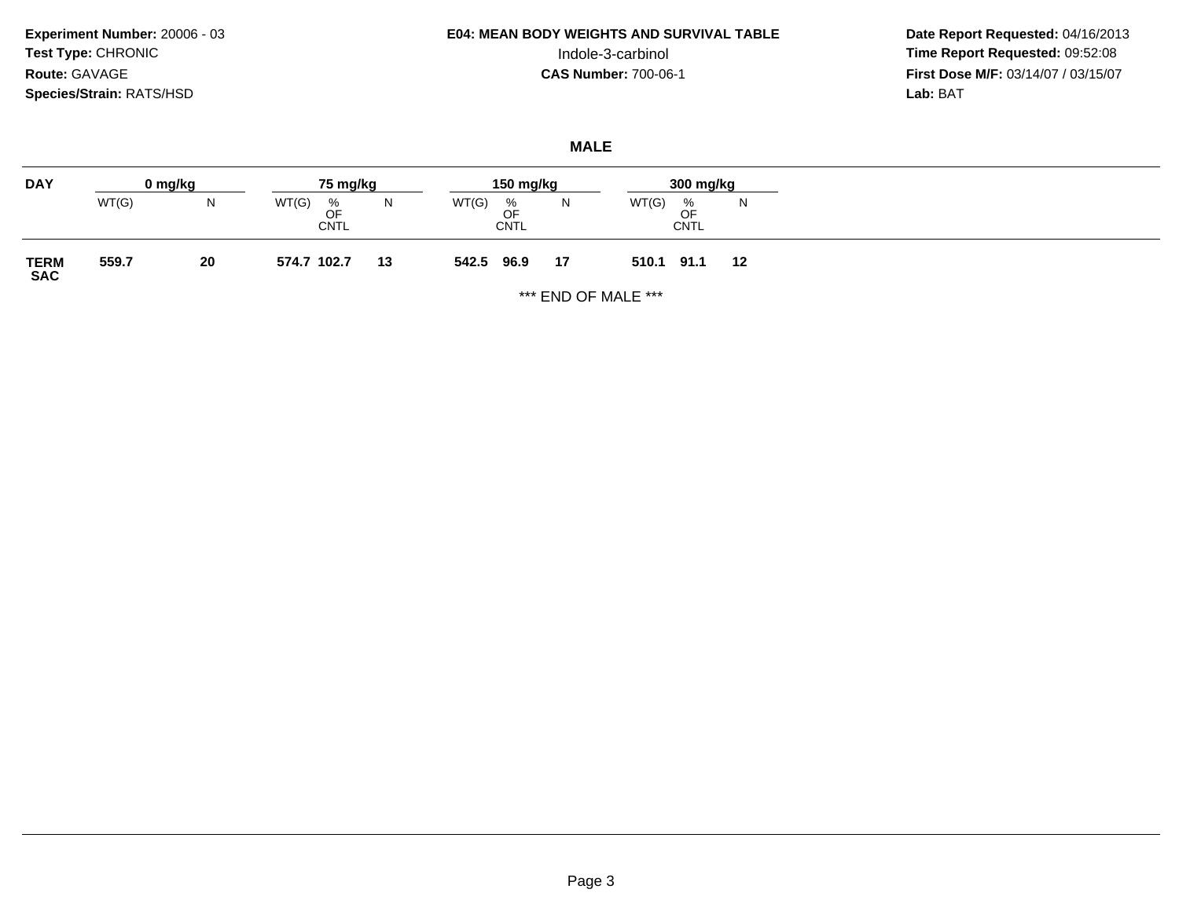**Experiment Number:** 20006 - 03
**Test Type:** CHRONIC
**Route:** GAVAGE
**Species/Strain:** RATS/HSD

**E04: MEAN BODY WEIGHTS AND SURVIVAL TABLE**
Indole-3-carbinol
**CAS Number:** 700-06-1

**Date Report Requested:** 04/16/2013
**Time Report Requested:** 09:52:08
**First Dose M/F:** 03/14/07 / 03/15/07
**Lab:** BAT

## MALE

| DAY | 0 mg/kg | | 75 mg/kg | | | 150 mg/kg | | | 300 mg/kg | | |
|---|---|---|---|---|---|---|---|---|---|---|---|
| | WT(G) | N | WT(G) | % OF CNTL | N | WT(G) | % OF CNTL | N | WT(G) | % OF CNTL | N |
| **TERM SAC** | **559.7** | **20** | **574.7** | **102.7** | **13** | **542.5** | **96.9** | **17** | **510.1** | **91.1** | **12** |

*** END OF MALE ***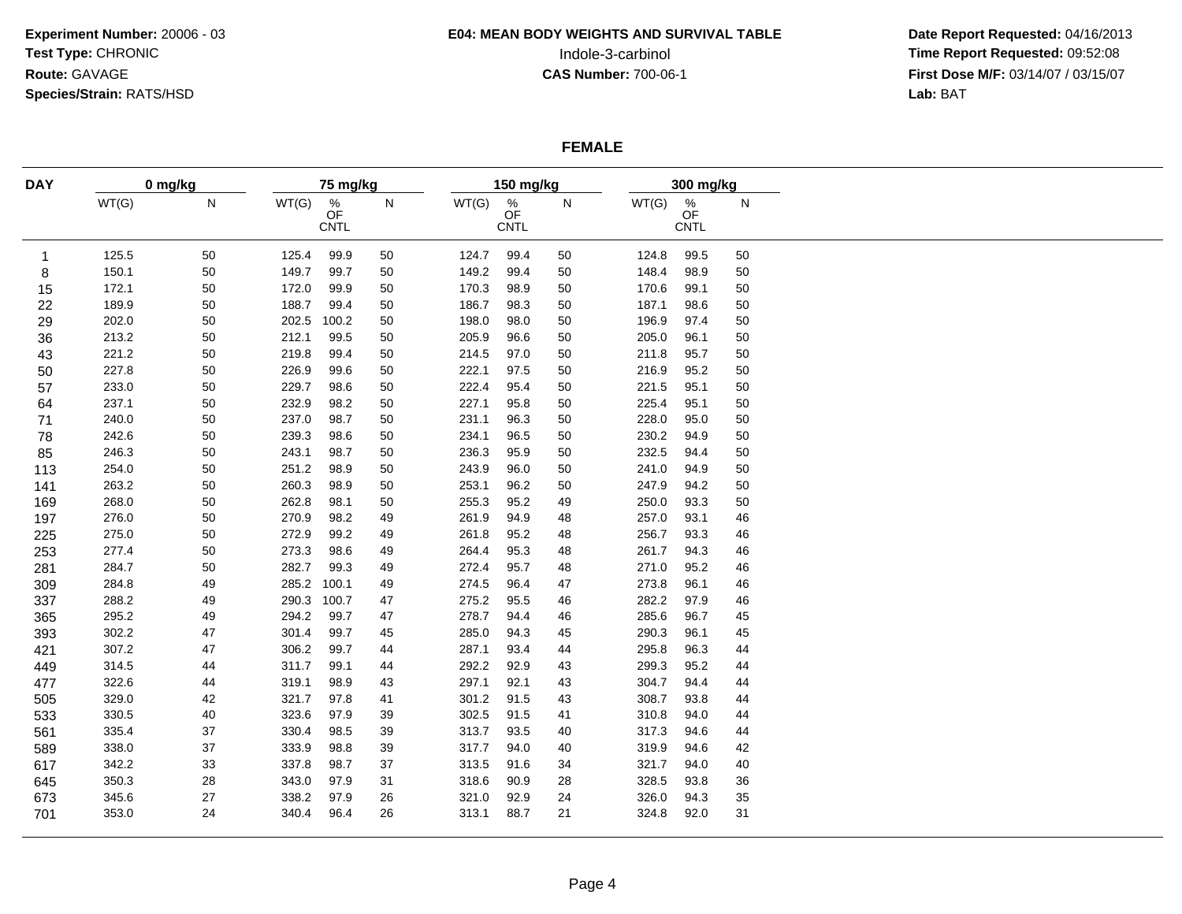**Experiment Number:** 20006 - 03
**Test Type:** CHRONIC
**Route:** GAVAGE
**Species/Strain:** RATS/HSD

**E04: MEAN BODY WEIGHTS AND SURVIVAL TABLE**
Indole-3-carbinol
**CAS Number:** 700-06-1

**Date Report Requested:** 04/16/2013
**Time Report Requested:** 09:52:08
**First Dose M/F:** 03/14/07 / 03/15/07
**Lab:** BAT

**FEMALE**

| DAY | 0 mg/kg | | 75 mg/kg | | | 150 mg/kg | | | 300 mg/kg | | |
|---|---|---|---|---|---|---|---|---|---|---|---|
| | WT(G) | N | WT(G) | % OF CNTL | N | WT(G) | % OF CNTL | N | WT(G) | % OF CNTL | N |
| 1 | 125.5 | 50 | 125.4 | 99.9 | 50 | 124.7 | 99.4 | 50 | 124.8 | 99.5 | 50 |
| 8 | 150.1 | 50 | 149.7 | 99.7 | 50 | 149.2 | 99.4 | 50 | 148.4 | 98.9 | 50 |
| 15 | 172.1 | 50 | 172.0 | 99.9 | 50 | 170.3 | 98.9 | 50 | 170.6 | 99.1 | 50 |
| 22 | 189.9 | 50 | 188.7 | 99.4 | 50 | 186.7 | 98.3 | 50 | 187.1 | 98.6 | 50 |
| 29 | 202.0 | 50 | 202.5 | 100.2 | 50 | 198.0 | 98.0 | 50 | 196.9 | 97.4 | 50 |
| 36 | 213.2 | 50 | 212.1 | 99.5 | 50 | 205.9 | 96.6 | 50 | 205.0 | 96.1 | 50 |
| 43 | 221.2 | 50 | 219.8 | 99.4 | 50 | 214.5 | 97.0 | 50 | 211.8 | 95.7 | 50 |
| 50 | 227.8 | 50 | 226.9 | 99.6 | 50 | 222.1 | 97.5 | 50 | 216.9 | 95.2 | 50 |
| 57 | 233.0 | 50 | 229.7 | 98.6 | 50 | 222.4 | 95.4 | 50 | 221.5 | 95.1 | 50 |
| 64 | 237.1 | 50 | 232.9 | 98.2 | 50 | 227.1 | 95.8 | 50 | 225.4 | 95.1 | 50 |
| 71 | 240.0 | 50 | 237.0 | 98.7 | 50 | 231.1 | 96.3 | 50 | 228.0 | 95.0 | 50 |
| 78 | 242.6 | 50 | 239.3 | 98.6 | 50 | 234.1 | 96.5 | 50 | 230.2 | 94.9 | 50 |
| 85 | 246.3 | 50 | 243.1 | 98.7 | 50 | 236.3 | 95.9 | 50 | 232.5 | 94.4 | 50 |
| 113 | 254.0 | 50 | 251.2 | 98.9 | 50 | 243.9 | 96.0 | 50 | 241.0 | 94.9 | 50 |
| 141 | 263.2 | 50 | 260.3 | 98.9 | 50 | 253.1 | 96.2 | 50 | 247.9 | 94.2 | 50 |
| 169 | 268.0 | 50 | 262.8 | 98.1 | 50 | 255.3 | 95.2 | 49 | 250.0 | 93.3 | 50 |
| 197 | 276.0 | 50 | 270.9 | 98.2 | 49 | 261.9 | 94.9 | 48 | 257.0 | 93.1 | 46 |
| 225 | 275.0 | 50 | 272.9 | 99.2 | 49 | 261.8 | 95.2 | 48 | 256.7 | 93.3 | 46 |
| 253 | 277.4 | 50 | 273.3 | 98.6 | 49 | 264.4 | 95.3 | 48 | 261.7 | 94.3 | 46 |
| 281 | 284.7 | 50 | 282.7 | 99.3 | 49 | 272.4 | 95.7 | 48 | 271.0 | 95.2 | 46 |
| 309 | 284.8 | 49 | 285.2 | 100.1 | 49 | 274.5 | 96.4 | 47 | 273.8 | 96.1 | 46 |
| 337 | 288.2 | 49 | 290.3 | 100.7 | 47 | 275.2 | 95.5 | 46 | 282.2 | 97.9 | 46 |
| 365 | 295.2 | 49 | 294.2 | 99.7 | 47 | 278.7 | 94.4 | 46 | 285.6 | 96.7 | 45 |
| 393 | 302.2 | 47 | 301.4 | 99.7 | 45 | 285.0 | 94.3 | 45 | 290.3 | 96.1 | 45 |
| 421 | 307.2 | 47 | 306.2 | 99.7 | 44 | 287.1 | 93.4 | 44 | 295.8 | 96.3 | 44 |
| 449 | 314.5 | 44 | 311.7 | 99.1 | 44 | 292.2 | 92.9 | 43 | 299.3 | 95.2 | 44 |
| 477 | 322.6 | 44 | 319.1 | 98.9 | 43 | 297.1 | 92.1 | 43 | 304.7 | 94.4 | 44 |
| 505 | 329.0 | 42 | 321.7 | 97.8 | 41 | 301.2 | 91.5 | 43 | 308.7 | 93.8 | 44 |
| 533 | 330.5 | 40 | 323.6 | 97.9 | 39 | 302.5 | 91.5 | 41 | 310.8 | 94.0 | 44 |
| 561 | 335.4 | 37 | 330.4 | 98.5 | 39 | 313.7 | 93.5 | 40 | 317.3 | 94.6 | 44 |
| 589 | 338.0 | 37 | 333.9 | 98.8 | 39 | 317.7 | 94.0 | 40 | 319.9 | 94.6 | 42 |
| 617 | 342.2 | 33 | 337.8 | 98.7 | 37 | 313.5 | 91.6 | 34 | 321.7 | 94.0 | 40 |
| 645 | 350.3 | 28 | 343.0 | 97.9 | 31 | 318.6 | 90.9 | 28 | 328.5 | 93.8 | 36 |
| 673 | 345.6 | 27 | 338.2 | 97.9 | 26 | 321.0 | 92.9 | 24 | 326.0 | 94.3 | 35 |
| 701 | 353.0 | 24 | 340.4 | 96.4 | 26 | 313.1 | 88.7 | 21 | 324.8 | 92.0 | 31 |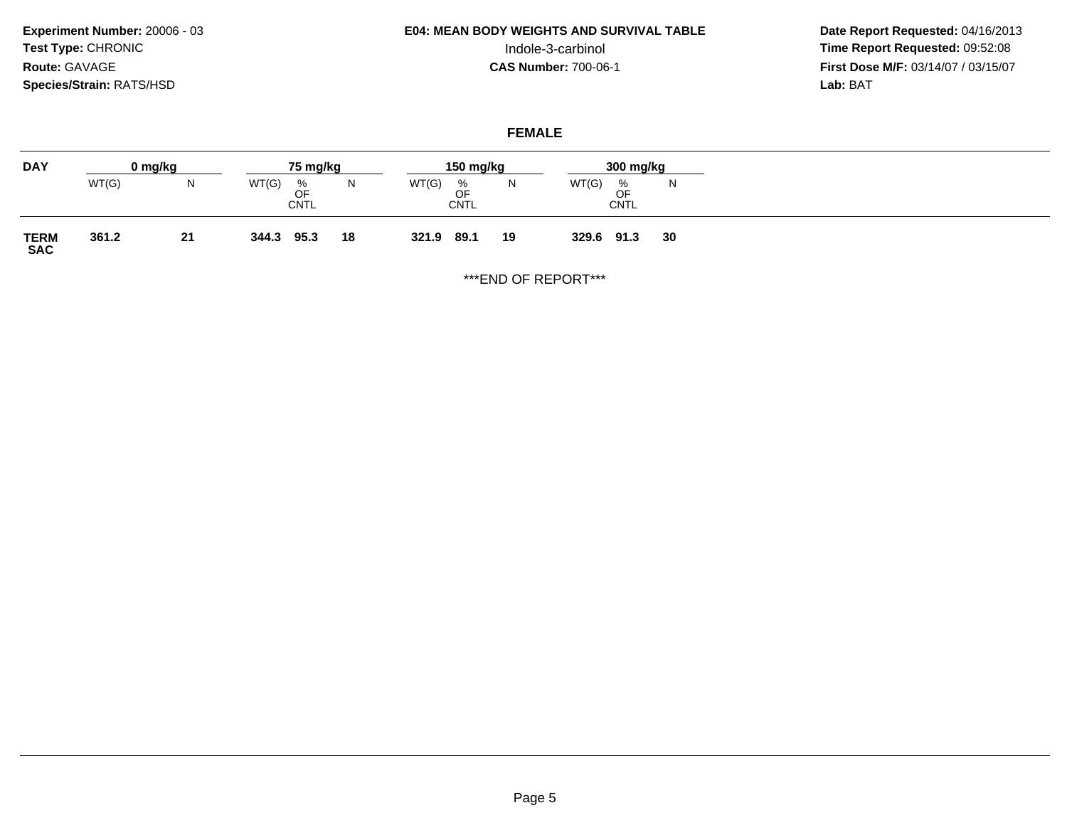**Experiment Number:** 20006 - 03
**Test Type:** CHRONIC
**Route:** GAVAGE
**Species/Strain:** RATS/HSD

**E04: MEAN BODY WEIGHTS AND SURVIVAL TABLE**
Indole-3-carbinol
**CAS Number:** 700-06-1

**Date Report Requested:** 04/16/2013
**Time Report Requested:** 09:52:08
**First Dose M/F:** 03/14/07 / 03/15/07
**Lab:** BAT

## FEMALE

| DAY | 0 mg/kg | | 75 mg/kg | | | 150 mg/kg | | | 300 mg/kg | | |
|---|---|---|---|---|---|---|---|---|---|---|---|
| | WT(G) | N | WT(G) | % OF CNTL | N | WT(G) | % OF CNTL | N | WT(G) | % OF CNTL | N |
| **TERM SAC** | **361.2** | **21** | **344.3** | **95.3** | **18** | **321.9** | **89.1** | **19** | **329.6** | **91.3** | **30** |

***END OF REPORT***